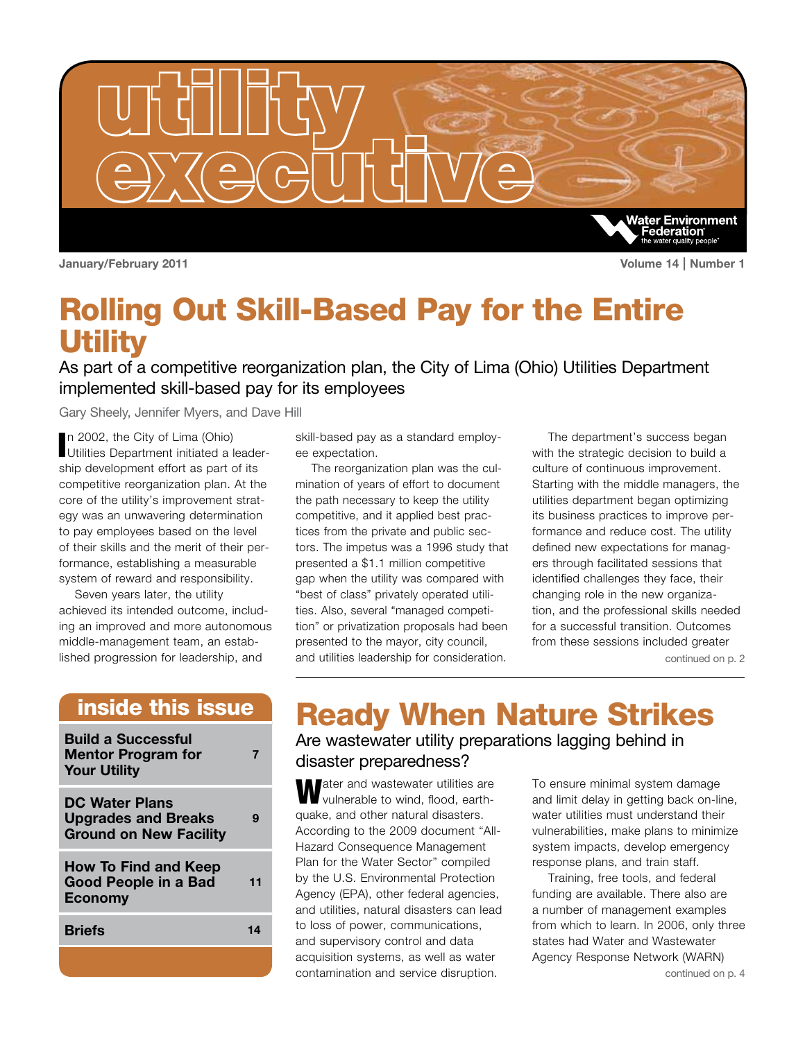# utility executive

January/February 2011 — Volume 14 | Number 1

# Rolling Out Skill-Based Pay for the Entire Utility

As part of a competitive reorganization plan, the City of Lima (Ohio) Utilities Department implemented skill-based pay for its employees

Gary Sheely, Jennifer Myers, and Dave Hill

In 2002, the City of Lima (Ohio) Utilities Department initiated a leadership development effort as part of its competitive reorganization plan. At the core of the utility's improvement strategy was an unwavering determination to pay employees based on the level of their skills and the merit of their performance, establishing a measurable system of reward and responsibility.

Seven years later, the utility achieved its intended outcome, including an improved and more autonomous middle-management team, an established progression for leadership, and skill-based pay as a standard employee expectation.

The reorganization plan was the culmination of years of effort to document the path necessary to keep the utility competitive, and it applied best practices from the private and public sectors. The impetus was a 1996 study that presented a $1.1 million competitive gap when the utility was compared with "best of class" privately operated utilities. Also, several "managed competition" or privatization proposals had been presented to the mayor, city council, and utilities leadership for consideration.

The department's success began with the strategic decision to build a culture of continuous improvement. Starting with the middle managers, the utilities department began optimizing its business practices to improve performance and reduce cost. The utility defined new expectations for managers through facilitated sessions that identified challenges they face, their changing role in the new organization, and the professional skills needed for a successful transition. Outcomes from these sessions included greater

continued on p. 2

## inside this issue

| | |
|---|---|
| Build a Successful Mentor Program for Your Utility | 7 |
| DC Water Plans Upgrades and Breaks Ground on New Facility | 9 |
| How To Find and Keep Good People in a Bad Economy | 11 |
| Briefs | 14 |

# Ready When Nature Strikes

Are wastewater utility preparations lagging behind in disaster preparedness?

Water and wastewater utilities are vulnerable to wind, flood, earthquake, and other natural disasters. According to the 2009 document "All-Hazard Consequence Management Plan for the Water Sector" compiled by the U.S. Environmental Protection Agency (EPA), other federal agencies, and utilities, natural disasters can lead to loss of power, communications, and supervisory control and data acquisition systems, as well as water contamination and service disruption.

To ensure minimal system damage and limit delay in getting back on-line, water utilities must understand their vulnerabilities, make plans to minimize system impacts, develop emergency response plans, and train staff.

Training, free tools, and federal funding are available. There also are a number of management examples from which to learn. In 2006, only three states had Water and Wastewater Agency Response Network (WARN)

continued on p. 4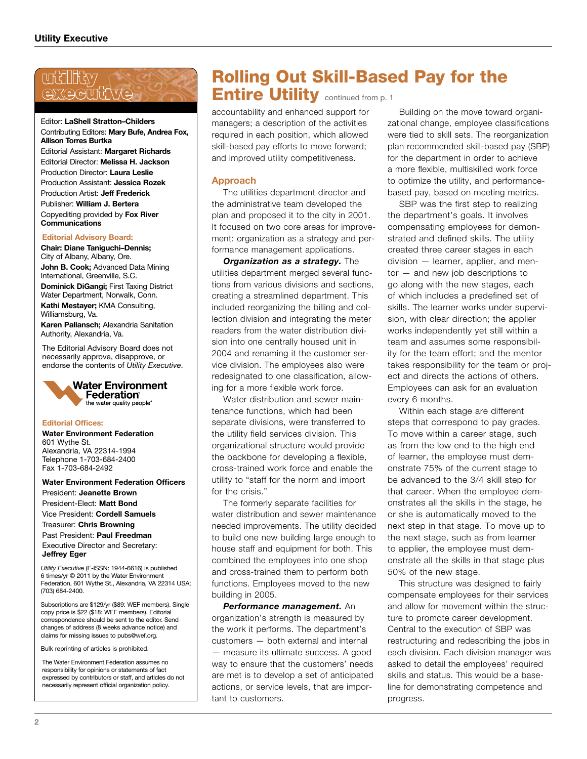## utility executive

Editor: **LaShell Stratton–Childers**
Contributing Editors: **Mary Bufe, Andrea Fox, Allison Torres Burtka**
Editorial Assistant: **Margaret Richards**
Editorial Director: **Melissa H. Jackson**
Production Director: **Laura Leslie**
Production Assistant: **Jessica Rozek**
Production Artist: **Jeff Frederick**
Publisher: **William J. Bertera**
Copyediting provided by **Fox River Communications**

**Editorial Advisory Board:**

**Chair: Diane Taniguchi–Dennis;** City of Albany, Albany, Ore.
**John B. Cook;** Advanced Data Mining International, Greenville, S.C.
**Dominick DiGangi;** First Taxing District Water Department, Norwalk, Conn.
**Kathi Mestayer;** KMA Consulting, Williamsburg, Va.
**Karen Pallansch;** Alexandria Sanitation Authority, Alexandria, Va.

The Editorial Advisory Board does not necessarily approve, disapprove, or endorse the contents of *Utility Executive*.

Water Environment Federation
the water quality people®

**Editorial Offices:**

**Water Environment Federation**
601 Wythe St.
Alexandria, VA 22314-1994
Telephone 1-703-684-2400
Fax 1-703-684-2492

**Water Environment Federation Officers**
President: **Jeanette Brown**
President-Elect: **Matt Bond**
Vice President: **Cordell Samuels**
Treasurer: **Chris Browning**
Past President: **Paul Freedman**
Executive Director and Secretary: **Jeffrey Eger**

*Utility Executive* (E-ISSN: 1944-6616) is published 6 times/yr © 2011 by the Water Environment Federation, 601 Wythe St., Alexandria, VA 22314 USA; (703) 684-2400.

Subscriptions are $129/yr ($89: WEF members). Single copy price is $22 ($18: WEF members). Editorial correspondence should be sent to the editor. Send changes of address (8 weeks advance notice) and claims for missing issues to pubs@wef.org.

Bulk reprinting of articles is prohibited.

The Water Environment Federation assumes no responsibility for opinions or statements of fact expressed by contributors or staff, and articles do not necessarily represent official organization policy.

# Rolling Out Skill-Based Pay for the Entire Utility

continued from p. 1

accountability and enhanced support for managers; a description of the activities required in each position, which allowed skill-based pay efforts to move forward; and improved utility competitiveness.

## Approach

The utilities department director and the administrative team developed the plan and proposed it to the city in 2001. It focused on two core areas for improvement: organization as a strategy and performance management applications.

***Organization as a strategy.*** The utilities department merged several functions from various divisions and sections, creating a streamlined department. This included reorganizing the billing and collection division and integrating the meter readers from the water distribution division into one centrally housed unit in 2004 and renaming it the customer service division. The employees also were redesignated to one classification, allowing for a more flexible work force.

Water distribution and sewer maintenance functions, which had been separate divisions, were transferred to the utility field services division. This organizational structure would provide the backbone for developing a flexible, cross-trained work force and enable the utility to "staff for the norm and import for the crisis."

The formerly separate facilities for water distribution and sewer maintenance needed improvements. The utility decided to build one new building large enough to house staff and equipment for both. This combined the employees into one shop and cross-trained them to perform both functions. Employees moved to the new building in 2005.

***Performance management.*** An organization's strength is measured by the work it performs. The department's customers — both external and internal — measure its ultimate success. A good way to ensure that the customers' needs are met is to develop a set of anticipated actions, or service levels, that are important to customers.

Building on the move toward organizational change, employee classifications were tied to skill sets. The reorganization plan recommended skill-based pay (SBP) for the department in order to achieve a more flexible, multiskilled work force to optimize the utility, and performance-based pay, based on meeting metrics.

SBP was the first step to realizing the department's goals. It involves compensating employees for demonstrated and defined skills. The utility created three career stages in each division — learner, applier, and mentor — and new job descriptions to go along with the new stages, each of which includes a predefined set of skills. The learner works under supervision, with clear direction; the applier works independently yet still within a team and assumes some responsibility for the team effort; and the mentor takes responsibility for the team or project and directs the actions of others. Employees can ask for an evaluation every 6 months.

Within each stage are different steps that correspond to pay grades. To move within a career stage, such as from the low end to the high end of learner, the employee must demonstrate 75% of the current stage to be advanced to the 3/4 skill step for that career. When the employee demonstrates all the skills in the stage, he or she is automatically moved to the next step in that stage. To move up to the next stage, such as from learner to applier, the employee must demonstrate all the skills in that stage plus 50% of the new stage.

This structure was designed to fairly compensate employees for their services and allow for movement within the structure to promote career development. Central to the execution of SBP was restructuring and redescribing the jobs in each division. Each division manager was asked to detail the employees' required skills and status. This would be a baseline for demonstrating competence and progress.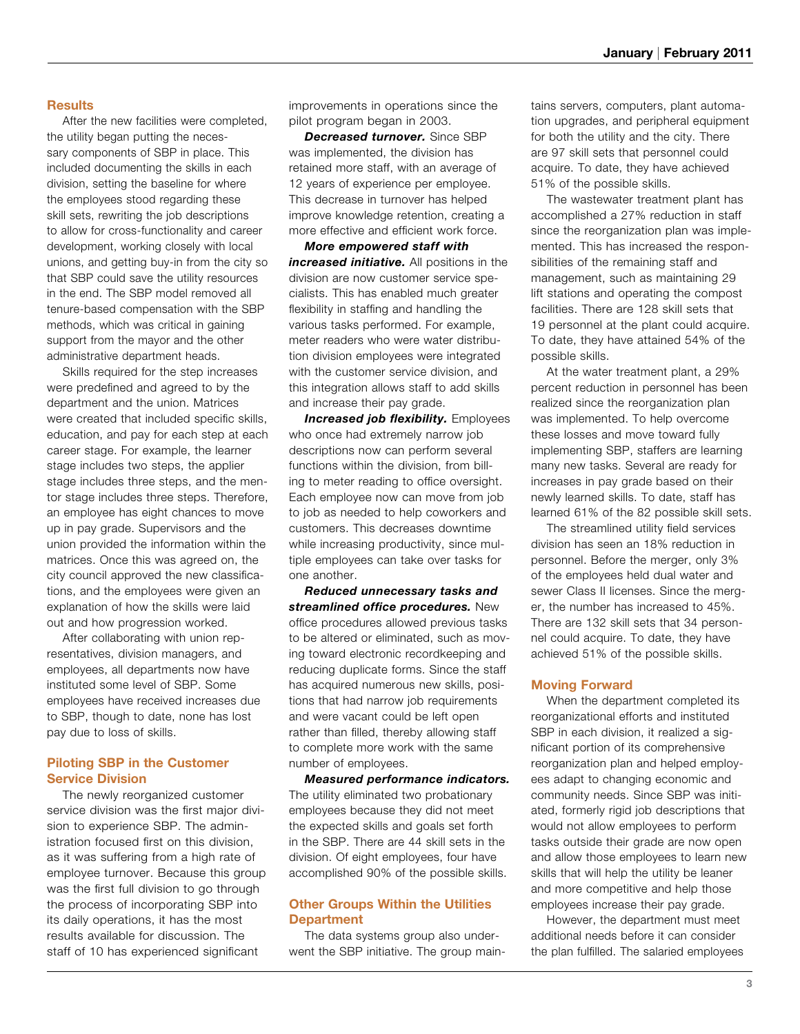## Results

After the new facilities were completed, the utility began putting the necessary components of SBP in place. This included documenting the skills in each division, setting the baseline for where the employees stood regarding these skill sets, rewriting the job descriptions to allow for cross-functionality and career development, working closely with local unions, and getting buy-in from the city so that SBP could save the utility resources in the end. The SBP model removed all tenure-based compensation with the SBP methods, which was critical in gaining support from the mayor and the other administrative department heads.

Skills required for the step increases were predefined and agreed to by the department and the union. Matrices were created that included specific skills, education, and pay for each step at each career stage. For example, the learner stage includes two steps, the applier stage includes three steps, and the mentor stage includes three steps. Therefore, an employee has eight chances to move up in pay grade. Supervisors and the union provided the information within the matrices. Once this was agreed on, the city council approved the new classifications, and the employees were given an explanation of how the skills were laid out and how progression worked.

After collaborating with union representatives, division managers, and employees, all departments now have instituted some level of SBP. Some employees have received increases due to SBP, though to date, none has lost pay due to loss of skills.

## Piloting SBP in the Customer Service Division

The newly reorganized customer service division was the first major division to experience SBP. The administration focused first on this division, as it was suffering from a high rate of employee turnover. Because this group was the first full division to go through the process of incorporating SBP into its daily operations, it has the most results available for discussion. The staff of 10 has experienced significant improvements in operations since the pilot program began in 2003.

***Decreased turnover.*** Since SBP was implemented, the division has retained more staff, with an average of 12 years of experience per employee. This decrease in turnover has helped improve knowledge retention, creating a more effective and efficient work force.

***More empowered staff with increased initiative.*** All positions in the division are now customer service specialists. This has enabled much greater flexibility in staffing and handling the various tasks performed. For example, meter readers who were water distribution division employees were integrated with the customer service division, and this integration allows staff to add skills and increase their pay grade.

***Increased job flexibility.*** Employees who once had extremely narrow job descriptions now can perform several functions within the division, from billing to meter reading to office oversight. Each employee now can move from job to job as needed to help coworkers and customers. This decreases downtime while increasing productivity, since multiple employees can take over tasks for one another.

***Reduced unnecessary tasks and streamlined office procedures.*** New office procedures allowed previous tasks to be altered or eliminated, such as moving toward electronic recordkeeping and reducing duplicate forms. Since the staff has acquired numerous new skills, positions that had narrow job requirements and were vacant could be left open rather than filled, thereby allowing staff to complete more work with the same number of employees.

***Measured performance indicators.*** The utility eliminated two probationary employees because they did not meet the expected skills and goals set forth in the SBP. There are 44 skill sets in the division. Of eight employees, four have accomplished 90% of the possible skills.

## Other Groups Within the Utilities Department

The data systems group also underwent the SBP initiative. The group maintains servers, computers, plant automation upgrades, and peripheral equipment for both the utility and the city. There are 97 skill sets that personnel could acquire. To date, they have achieved 51% of the possible skills.

The wastewater treatment plant has accomplished a 27% reduction in staff since the reorganization plan was implemented. This has increased the responsibilities of the remaining staff and management, such as maintaining 29 lift stations and operating the compost facilities. There are 128 skill sets that 19 personnel at the plant could acquire. To date, they have attained 54% of the possible skills.

At the water treatment plant, a 29% percent reduction in personnel has been realized since the reorganization plan was implemented. To help overcome these losses and move toward fully implementing SBP, staffers are learning many new tasks. Several are ready for increases in pay grade based on their newly learned skills. To date, staff has learned 61% of the 82 possible skill sets.

The streamlined utility field services division has seen an 18% reduction in personnel. Before the merger, only 3% of the employees held dual water and sewer Class II licenses. Since the merger, the number has increased to 45%. There are 132 skill sets that 34 personnel could acquire. To date, they have achieved 51% of the possible skills.

## Moving Forward

When the department completed its reorganizational efforts and instituted SBP in each division, it realized a significant portion of its comprehensive reorganization plan and helped employees adapt to changing economic and community needs. Since SBP was initiated, formerly rigid job descriptions that would not allow employees to perform tasks outside their grade are now open and allow those employees to learn new skills that will help the utility be leaner and more competitive and help those employees increase their pay grade.

However, the department must meet additional needs before it can consider the plan fulfilled. The salaried employees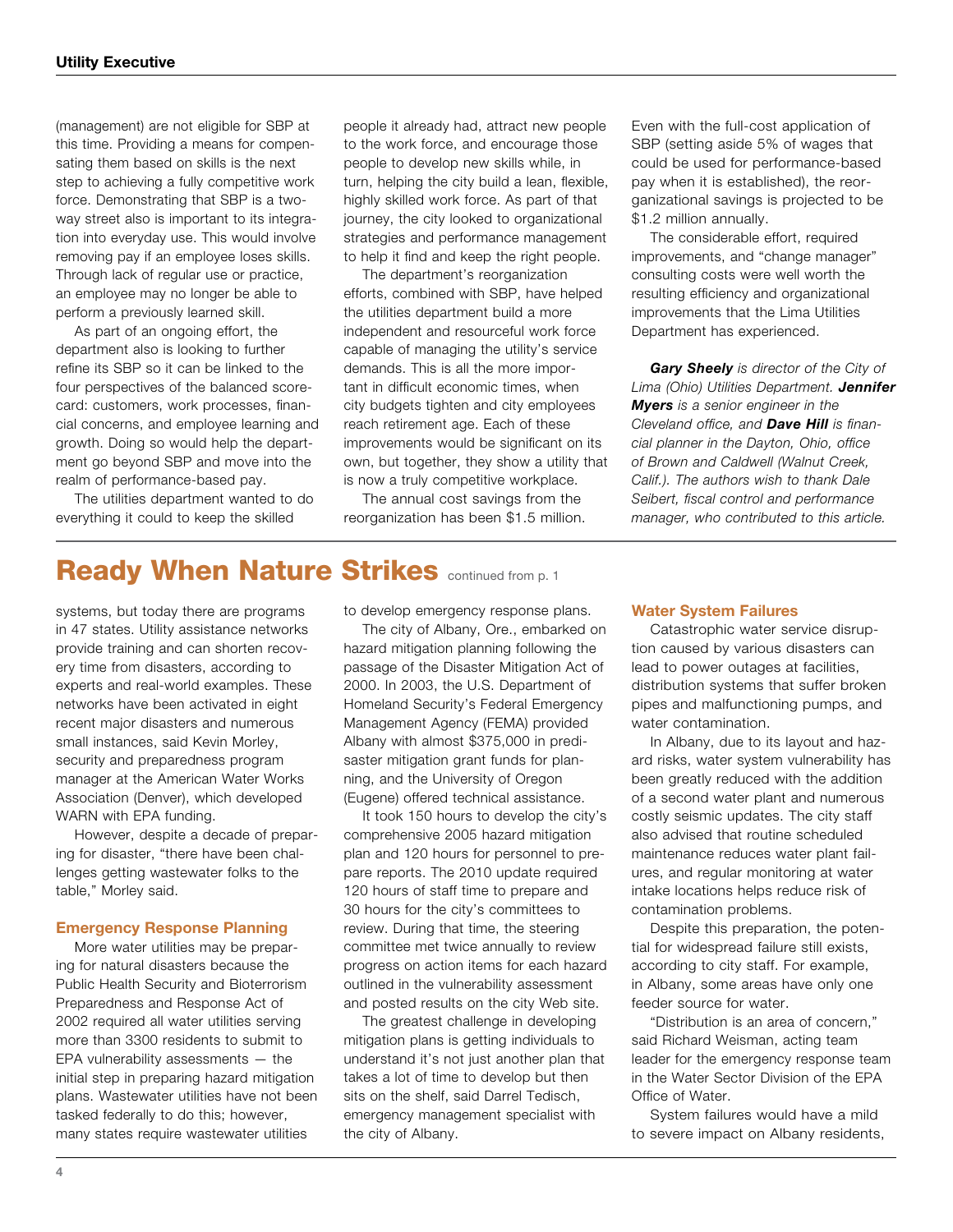(management) are not eligible for SBP at this time. Providing a means for compensating them based on skills is the next step to achieving a fully competitive work force. Demonstrating that SBP is a two-way street also is important to its integration into everyday use. This would involve removing pay if an employee loses skills. Through lack of regular use or practice, an employee may no longer be able to perform a previously learned skill.

As part of an ongoing effort, the department also is looking to further refine its SBP so it can be linked to the four perspectives of the balanced scorecard: customers, work processes, financial concerns, and employee learning and growth. Doing so would help the department go beyond SBP and move into the realm of performance-based pay.

The utilities department wanted to do everything it could to keep the skilled people it already had, attract new people to the work force, and encourage those people to develop new skills while, in turn, helping the city build a lean, flexible, highly skilled work force. As part of that journey, the city looked to organizational strategies and performance management to help it find and keep the right people.

The department's reorganization efforts, combined with SBP, have helped the utilities department build a more independent and resourceful work force capable of managing the utility's service demands. This is all the more important in difficult economic times, when city budgets tighten and city employees reach retirement age. Each of these improvements would be significant on its own, but together, they show a utility that is now a truly competitive workplace.

The annual cost savings from the reorganization has been \$1.5 million. Even with the full-cost application of SBP (setting aside 5% of wages that could be used for performance-based pay when it is established), the reorganizational savings is projected to be \$1.2 million annually.

The considerable effort, required improvements, and "change manager" consulting costs were well worth the resulting efficiency and organizational improvements that the Lima Utilities Department has experienced.

***Gary Sheely*** *is director of the City of Lima (Ohio) Utilities Department.* ***Jennifer Myers*** *is a senior engineer in the Cleveland office, and* ***Dave Hill*** *is financial planner in the Dayton, Ohio, office of Brown and Caldwell (Walnut Creek, Calif.). The authors wish to thank Dale Seibert, fiscal control and performance manager, who contributed to this article.*

# Ready When Nature Strikes

continued from p. 1

systems, but today there are programs in 47 states. Utility assistance networks provide training and can shorten recovery time from disasters, according to experts and real-world examples. These networks have been activated in eight recent major disasters and numerous small instances, said Kevin Morley, security and preparedness program manager at the American Water Works Association (Denver), which developed WARN with EPA funding.

However, despite a decade of preparing for disaster, "there have been challenges getting wastewater folks to the table," Morley said.

### Emergency Response Planning

More water utilities may be preparing for natural disasters because the Public Health Security and Bioterrorism Preparedness and Response Act of 2002 required all water utilities serving more than 3300 residents to submit to EPA vulnerability assessments — the initial step in preparing hazard mitigation plans. Wastewater utilities have not been tasked federally to do this; however, many states require wastewater utilities to develop emergency response plans.

The city of Albany, Ore., embarked on hazard mitigation planning following the passage of the Disaster Mitigation Act of 2000. In 2003, the U.S. Department of Homeland Security's Federal Emergency Management Agency (FEMA) provided Albany with almost \$375,000 in predisaster mitigation grant funds for planning, and the University of Oregon (Eugene) offered technical assistance.

It took 150 hours to develop the city's comprehensive 2005 hazard mitigation plan and 120 hours for personnel to prepare reports. The 2010 update required 120 hours of staff time to prepare and 30 hours for the city's committees to review. During that time, the steering committee met twice annually to review progress on action items for each hazard outlined in the vulnerability assessment and posted results on the city Web site.

The greatest challenge in developing mitigation plans is getting individuals to understand it's not just another plan that takes a lot of time to develop but then sits on the shelf, said Darrel Tedisch, emergency management specialist with the city of Albany.

### Water System Failures

Catastrophic water service disruption caused by various disasters can lead to power outages at facilities, distribution systems that suffer broken pipes and malfunctioning pumps, and water contamination.

In Albany, due to its layout and hazard risks, water system vulnerability has been greatly reduced with the addition of a second water plant and numerous costly seismic updates. The city staff also advised that routine scheduled maintenance reduces water plant failures, and regular monitoring at water intake locations helps reduce risk of contamination problems.

Despite this preparation, the potential for widespread failure still exists, according to city staff. For example, in Albany, some areas have only one feeder source for water.

"Distribution is an area of concern," said Richard Weisman, acting team leader for the emergency response team in the Water Sector Division of the EPA Office of Water.

System failures would have a mild to severe impact on Albany residents,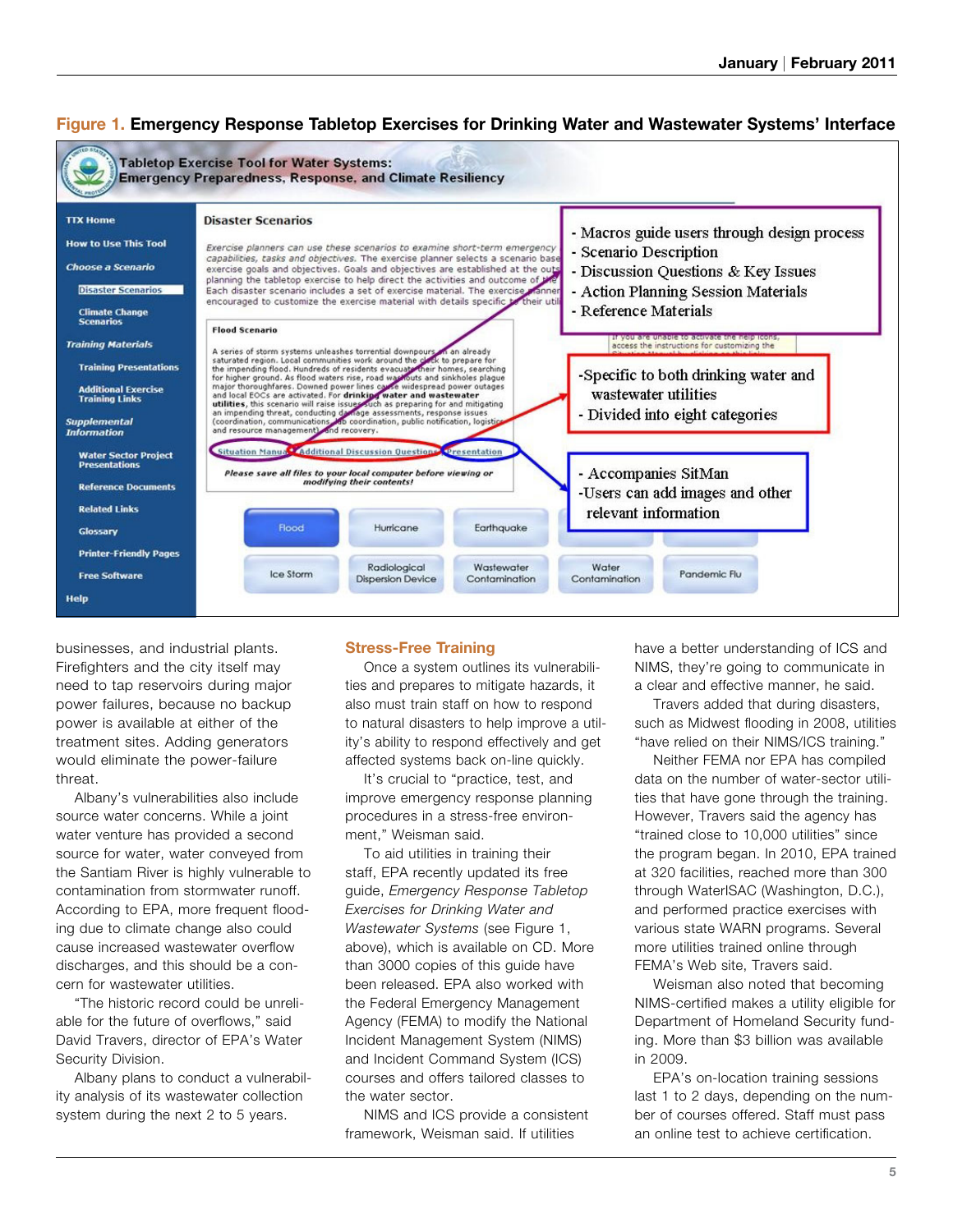**Figure 1. Emergency Response Tabletop Exercises for Drinking Water and Wastewater Systems' Interface**

businesses, and industrial plants. Firefighters and the city itself may need to tap reservoirs during major power failures, because no backup power is available at either of the treatment sites. Adding generators would eliminate the power-failure threat.

Albany's vulnerabilities also include source water concerns. While a joint water venture has provided a second source for water, water conveyed from the Santiam River is highly vulnerable to contamination from stormwater runoff. According to EPA, more frequent flooding due to climate change also could cause increased wastewater overflow discharges, and this should be a concern for wastewater utilities.

"The historic record could be unreliable for the future of overflows," said David Travers, director of EPA's Water Security Division.

Albany plans to conduct a vulnerability analysis of its wastewater collection system during the next 2 to 5 years.

## Stress-Free Training

Once a system outlines its vulnerabilities and prepares to mitigate hazards, it also must train staff on how to respond to natural disasters to help improve a utility's ability to respond effectively and get affected systems back on-line quickly.

It's crucial to "practice, test, and improve emergency response planning procedures in a stress-free environment," Weisman said.

To aid utilities in training their staff, EPA recently updated its free guide, *Emergency Response Tabletop Exercises for Drinking Water and Wastewater Systems* (see Figure 1, above), which is available on CD. More than 3000 copies of this guide have been released. EPA also worked with the Federal Emergency Management Agency (FEMA) to modify the National Incident Management System (NIMS) and Incident Command System (ICS) courses and offers tailored classes to the water sector.

NIMS and ICS provide a consistent framework, Weisman said. If utilities have a better understanding of ICS and NIMS, they're going to communicate in a clear and effective manner, he said.

Travers added that during disasters, such as Midwest flooding in 2008, utilities "have relied on their NIMS/ICS training."

Neither FEMA nor EPA has compiled data on the number of water-sector utilities that have gone through the training. However, Travers said the agency has "trained close to 10,000 utilities" since the program began. In 2010, EPA trained at 320 facilities, reached more than 300 through WaterISAC (Washington, D.C.), and performed practice exercises with various state WARN programs. Several more utilities trained online through FEMA's Web site, Travers said.

Weisman also noted that becoming NIMS-certified makes a utility eligible for Department of Homeland Security funding. More than $3 billion was available in 2009.

EPA's on-location training sessions last 1 to 2 days, depending on the number of courses offered. Staff must pass an online test to achieve certification.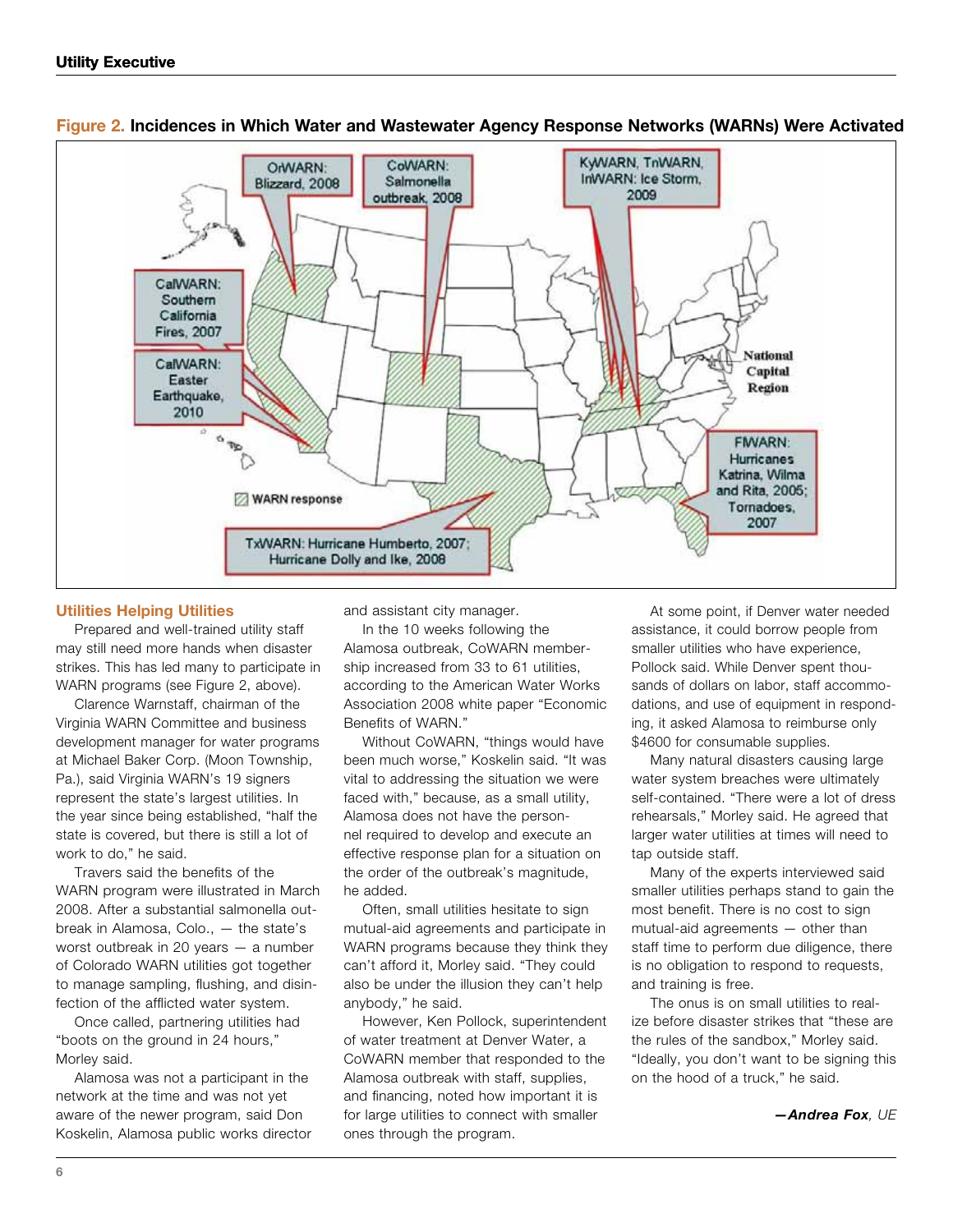**Figure 2. Incidences in Which Water and Wastewater Agency Response Networks (WARNs) Were Activated**

OrWARN: Blizzard, 2008

CoWARN: Salmonella outbreak, 2008

KyWARN, TnWARN, InWARN: Ice Storm, 2009

CalWARN: Southern California Fires, 2007

CalWARN: Easter Earthquake, 2010

National Capital Region

FlWARN: Hurricanes Katrina, Wilma and Rita, 2005; Tornadoes, 2007

WARN response

TxWARN: Hurricane Humberto, 2007; Hurricane Dolly and Ike, 2008

## Utilities Helping Utilities

Prepared and well-trained utility staff may still need more hands when disaster strikes. This has led many to participate in WARN programs (see Figure 2, above).

Clarence Warnstaff, chairman of the Virginia WARN Committee and business development manager for water programs at Michael Baker Corp. (Moon Township, Pa.), said Virginia WARN's 19 signers represent the state's largest utilities. In the year since being established, "half the state is covered, but there is still a lot of work to do," he said.

Travers said the benefits of the WARN program were illustrated in March 2008. After a substantial salmonella outbreak in Alamosa, Colo., — the state's worst outbreak in 20 years — a number of Colorado WARN utilities got together to manage sampling, flushing, and disinfection of the afflicted water system.

Once called, partnering utilities had "boots on the ground in 24 hours," Morley said.

Alamosa was not a participant in the network at the time and was not yet aware of the newer program, said Don Koskelin, Alamosa public works director and assistant city manager.

In the 10 weeks following the Alamosa outbreak, CoWARN membership increased from 33 to 61 utilities, according to the American Water Works Association 2008 white paper "Economic Benefits of WARN."

Without CoWARN, "things would have been much worse," Koskelin said. "It was vital to addressing the situation we were faced with," because, as a small utility, Alamosa does not have the personnel required to develop and execute an effective response plan for a situation on the order of the outbreak's magnitude, he added.

Often, small utilities hesitate to sign mutual-aid agreements and participate in WARN programs because they think they can't afford it, Morley said. "They could also be under the illusion they can't help anybody," he said.

However, Ken Pollock, superintendent of water treatment at Denver Water, a CoWARN member that responded to the Alamosa outbreak with staff, supplies, and financing, noted how important it is for large utilities to connect with smaller ones through the program.

At some point, if Denver water needed assistance, it could borrow people from smaller utilities who have experience, Pollock said. While Denver spent thousands of dollars on labor, staff accommodations, and use of equipment in responding, it asked Alamosa to reimburse only $4600 for consumable supplies.

Many natural disasters causing large water system breaches were ultimately self-contained. "There were a lot of dress rehearsals," Morley said. He agreed that larger water utilities at times will need to tap outside staff.

Many of the experts interviewed said smaller utilities perhaps stand to gain the most benefit. There is no cost to sign mutual-aid agreements — other than staff time to perform due diligence, there is no obligation to respond to requests, and training is free.

The onus is on small utilities to realize before disaster strikes that "these are the rules of the sandbox," Morley said. "Ideally, you don't want to be signing this on the hood of a truck," he said.

***—Andrea Fox**, UE*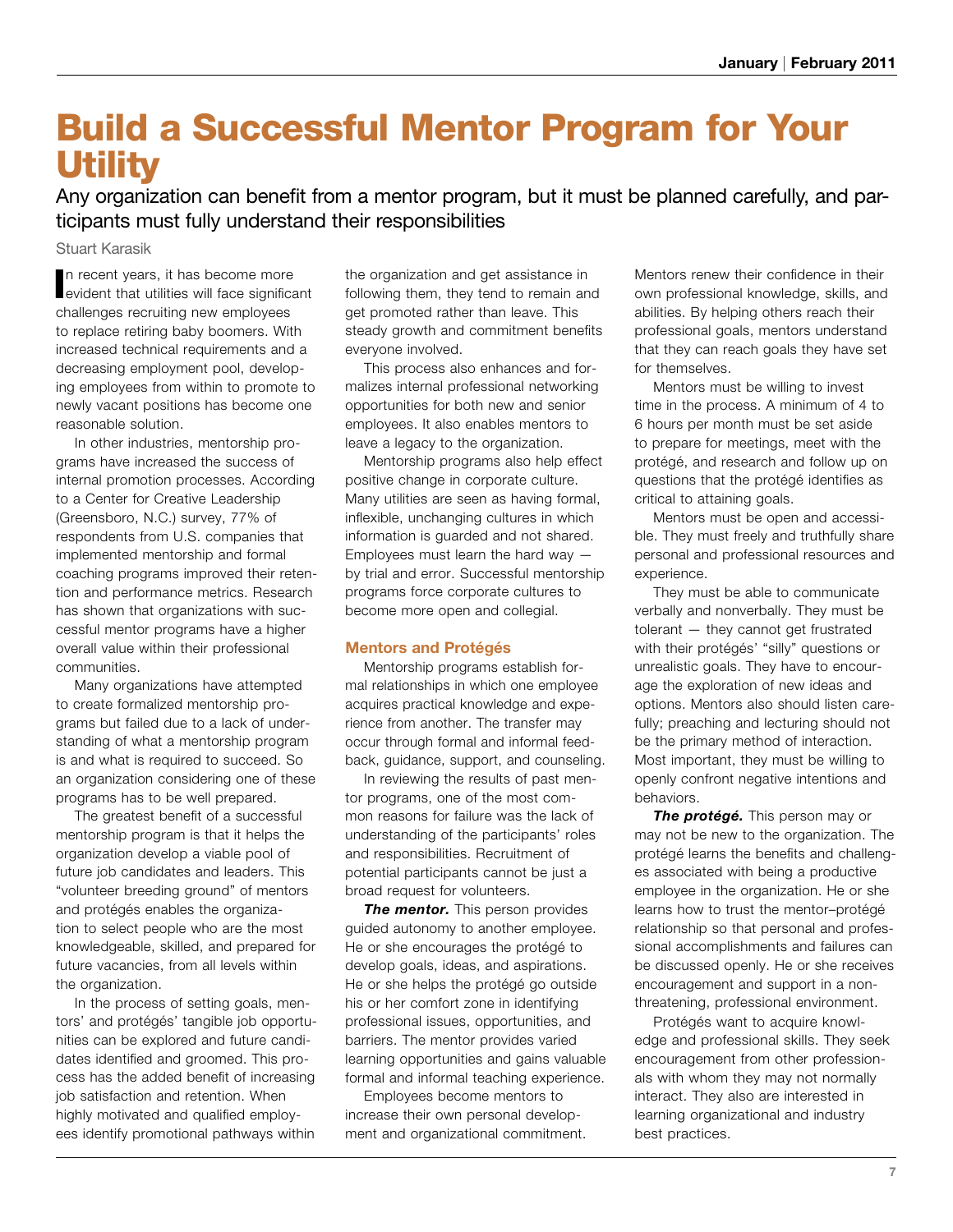# Build a Successful Mentor Program for Your Utility

Any organization can benefit from a mentor program, but it must be planned carefully, and participants must fully understand their responsibilities

Stuart Karasik

In recent years, it has become more evident that utilities will face significant challenges recruiting new employees to replace retiring baby boomers. With increased technical requirements and a decreasing employment pool, developing employees from within to promote to newly vacant positions has become one reasonable solution.

In other industries, mentorship programs have increased the success of internal promotion processes. According to a Center for Creative Leadership (Greensboro, N.C.) survey, 77% of respondents from U.S. companies that implemented mentorship and formal coaching programs improved their retention and performance metrics. Research has shown that organizations with successful mentor programs have a higher overall value within their professional communities.

Many organizations have attempted to create formalized mentorship programs but failed due to a lack of understanding of what a mentorship program is and what is required to succeed. So an organization considering one of these programs has to be well prepared.

The greatest benefit of a successful mentorship program is that it helps the organization develop a viable pool of future job candidates and leaders. This "volunteer breeding ground" of mentors and protégés enables the organization to select people who are the most knowledgeable, skilled, and prepared for future vacancies, from all levels within the organization.

In the process of setting goals, mentors' and protégés' tangible job opportunities can be explored and future candidates identified and groomed. This process has the added benefit of increasing job satisfaction and retention. When highly motivated and qualified employees identify promotional pathways within the organization and get assistance in following them, they tend to remain and get promoted rather than leave. This steady growth and commitment benefits everyone involved.

This process also enhances and formalizes internal professional networking opportunities for both new and senior employees. It also enables mentors to leave a legacy to the organization.

Mentorship programs also help effect positive change in corporate culture. Many utilities are seen as having formal, inflexible, unchanging cultures in which information is guarded and not shared. Employees must learn the hard way — by trial and error. Successful mentorship programs force corporate cultures to become more open and collegial.

## Mentors and Protégés

Mentorship programs establish formal relationships in which one employee acquires practical knowledge and experience from another. The transfer may occur through formal and informal feedback, guidance, support, and counseling.

In reviewing the results of past mentor programs, one of the most common reasons for failure was the lack of understanding of the participants' roles and responsibilities. Recruitment of potential participants cannot be just a broad request for volunteers.

***The mentor.*** This person provides guided autonomy to another employee. He or she encourages the protégé to develop goals, ideas, and aspirations. He or she helps the protégé go outside his or her comfort zone in identifying professional issues, opportunities, and barriers. The mentor provides varied learning opportunities and gains valuable formal and informal teaching experience.

Employees become mentors to increase their own personal development and organizational commitment. Mentors renew their confidence in their own professional knowledge, skills, and abilities. By helping others reach their professional goals, mentors understand that they can reach goals they have set for themselves.

Mentors must be willing to invest time in the process. A minimum of 4 to 6 hours per month must be set aside to prepare for meetings, meet with the protégé, and research and follow up on questions that the protégé identifies as critical to attaining goals.

Mentors must be open and accessible. They must freely and truthfully share personal and professional resources and experience.

They must be able to communicate verbally and nonverbally. They must be tolerant — they cannot get frustrated with their protégés' "silly" questions or unrealistic goals. They have to encourage the exploration of new ideas and options. Mentors also should listen carefully; preaching and lecturing should not be the primary method of interaction. Most important, they must be willing to openly confront negative intentions and behaviors.

***The protégé.*** This person may or may not be new to the organization. The protégé learns the benefits and challenges associated with being a productive employee in the organization. He or she learns how to trust the mentor–protégé relationship so that personal and professional accomplishments and failures can be discussed openly. He or she receives encouragement and support in a nonthreatening, professional environment.

Protégés want to acquire knowledge and professional skills. They seek encouragement from other professionals with whom they may not normally interact. They also are interested in learning organizational and industry best practices.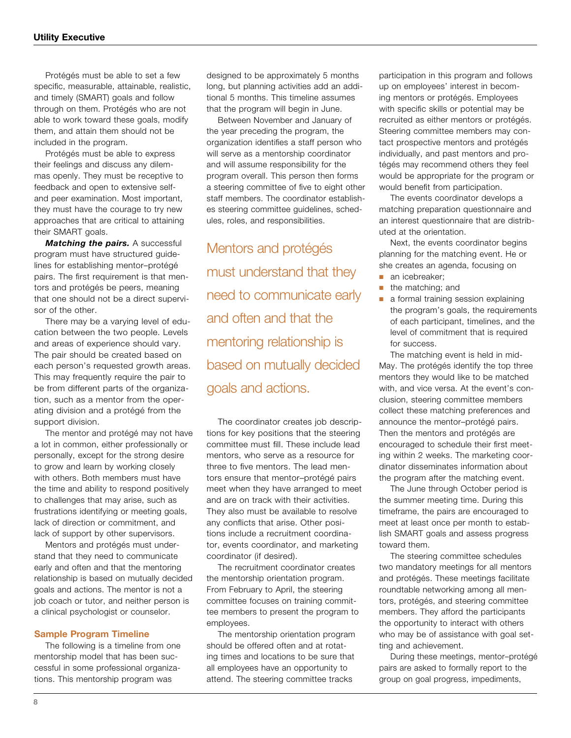Protégés must be able to set a few specific, measurable, attainable, realistic, and timely (SMART) goals and follow through on them. Protégés who are not able to work toward these goals, modify them, and attain them should not be included in the program.

Protégés must be able to express their feelings and discuss any dilemmas openly. They must be receptive to feedback and open to extensive self- and peer examination. Most important, they must have the courage to try new approaches that are critical to attaining their SMART goals.

***Matching the pairs.*** A successful program must have structured guidelines for establishing mentor–protégé pairs. The first requirement is that mentors and protégés be peers, meaning that one should not be a direct supervisor of the other.

There may be a varying level of education between the two people. Levels and areas of experience should vary. The pair should be created based on each person's requested growth areas. This may frequently require the pair to be from different parts of the organization, such as a mentor from the operating division and a protégé from the support division.

The mentor and protégé may not have a lot in common, either professionally or personally, except for the strong desire to grow and learn by working closely with others. Both members must have the time and ability to respond positively to challenges that may arise, such as frustrations identifying or meeting goals, lack of direction or commitment, and lack of support by other supervisors.

Mentors and protégés must understand that they need to communicate early and often and that the mentoring relationship is based on mutually decided goals and actions. The mentor is not a job coach or tutor, and neither person is a clinical psychologist or counselor.

### Sample Program Timeline

The following is a timeline from one mentorship model that has been successful in some professional organizations. This mentorship program was designed to be approximately 5 months long, but planning activities add an additional 5 months. This timeline assumes that the program will begin in June.

Between November and January of the year preceding the program, the organization identifies a staff person who will serve as a mentorship coordinator and will assume responsibility for the program overall. This person then forms a steering committee of five to eight other staff members. The coordinator establishes steering committee guidelines, schedules, roles, and responsibilities.

> Mentors and protégés must understand that they need to communicate early and often and that the mentoring relationship is based on mutually decided goals and actions.

The coordinator creates job descriptions for key positions that the steering committee must fill. These include lead mentors, who serve as a resource for three to five mentors. The lead mentors ensure that mentor–protégé pairs meet when they have arranged to meet and are on track with their activities. They also must be available to resolve any conflicts that arise. Other positions include a recruitment coordinator, events coordinator, and marketing coordinator (if desired).

The recruitment coordinator creates the mentorship orientation program. From February to April, the steering committee focuses on training committee members to present the program to employees.

The mentorship orientation program should be offered often and at rotating times and locations to be sure that all employees have an opportunity to attend. The steering committee tracks participation in this program and follows up on employees' interest in becoming mentors or protégés. Employees with specific skills or potential may be recruited as either mentors or protégés. Steering committee members may contact prospective mentors and protégés individually, and past mentors and protégés may recommend others they feel would be appropriate for the program or would benefit from participation.

The events coordinator develops a matching preparation questionnaire and an interest questionnaire that are distributed at the orientation.

Next, the events coordinator begins planning for the matching event. He or she creates an agenda, focusing on

- an icebreaker;
- the matching; and
- a formal training session explaining the program's goals, the requirements of each participant, timelines, and the level of commitment that is required for success.

The matching event is held in mid-May. The protégés identify the top three mentors they would like to be matched with, and vice versa. At the event's conclusion, steering committee members collect these matching preferences and announce the mentor–protégé pairs. Then the mentors and protégés are encouraged to schedule their first meeting within 2 weeks. The marketing coordinator disseminates information about the program after the matching event.

The June through October period is the summer meeting time. During this timeframe, the pairs are encouraged to meet at least once per month to establish SMART goals and assess progress toward them.

The steering committee schedules two mandatory meetings for all mentors and protégés. These meetings facilitate roundtable networking among all mentors, protégés, and steering committee members. They afford the participants the opportunity to interact with others who may be of assistance with goal setting and achievement.

During these meetings, mentor–protégé pairs are asked to formally report to the group on goal progress, impediments,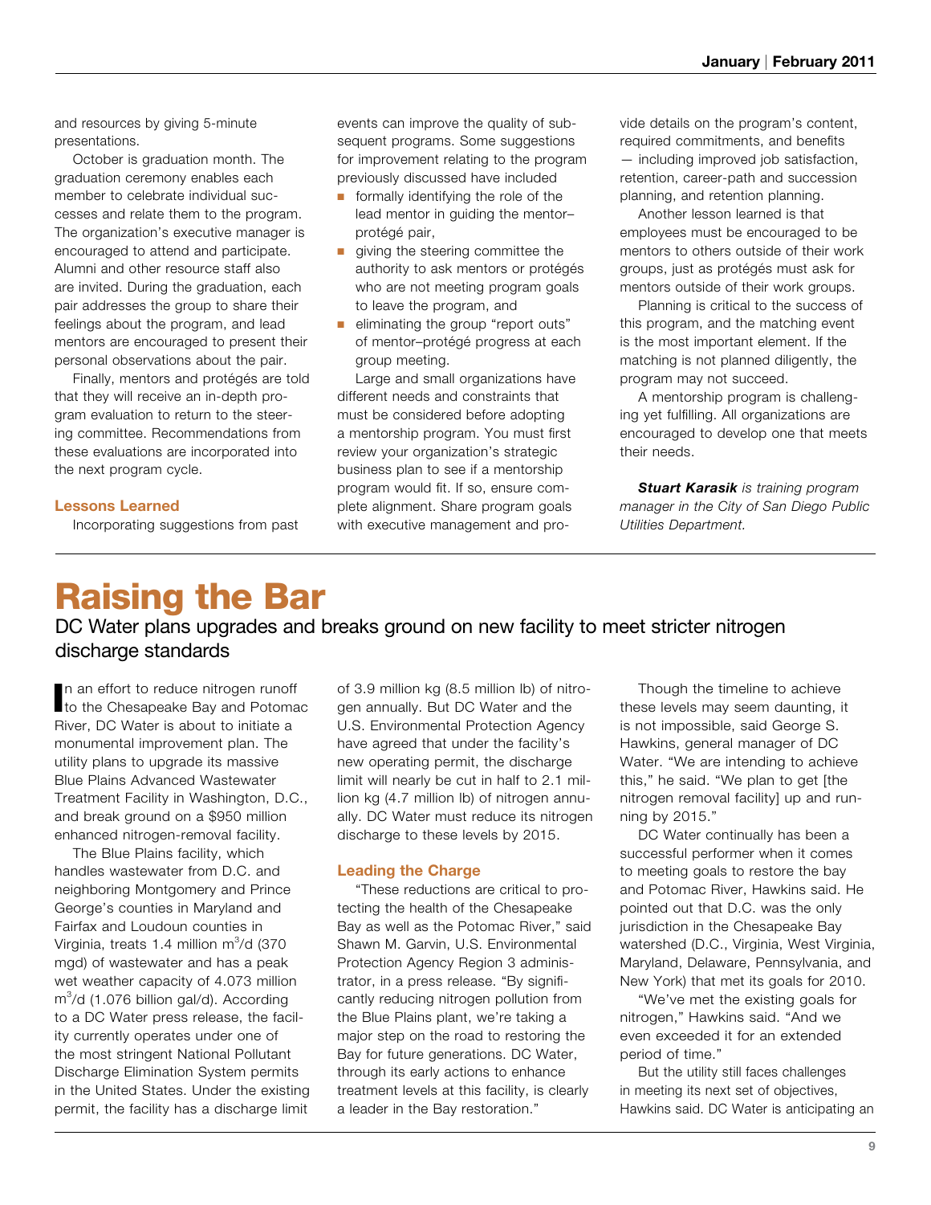and resources by giving 5-minute presentations.

October is graduation month. The graduation ceremony enables each member to celebrate individual successes and relate them to the program. The organization's executive manager is encouraged to attend and participate. Alumni and other resource staff also are invited. During the graduation, each pair addresses the group to share their feelings about the program, and lead mentors are encouraged to present their personal observations about the pair.

Finally, mentors and protégés are told that they will receive an in-depth program evaluation to return to the steering committee. Recommendations from these evaluations are incorporated into the next program cycle.

### Lessons Learned

Incorporating suggestions from past events can improve the quality of subsequent programs. Some suggestions for improvement relating to the program previously discussed have included

- formally identifying the role of the lead mentor in guiding the mentor–protégé pair,
- giving the steering committee the authority to ask mentors or protégés who are not meeting program goals to leave the program, and
- eliminating the group "report outs" of mentor–protégé progress at each group meeting.

Large and small organizations have different needs and constraints that must be considered before adopting a mentorship program. You must first review your organization's strategic business plan to see if a mentorship program would fit. If so, ensure complete alignment. Share program goals with executive management and provide details on the program's content, required commitments, and benefits — including improved job satisfaction, retention, career-path and succession planning, and retention planning.

Another lesson learned is that employees must be encouraged to be mentors to others outside of their work groups, just as protégés must ask for mentors outside of their work groups.

Planning is critical to the success of this program, and the matching event is the most important element. If the matching is not planned diligently, the program may not succeed.

A mentorship program is challenging yet fulfilling. All organizations are encouraged to develop one that meets their needs.

***Stuart Karasik*** *is training program manager in the City of San Diego Public Utilities Department.*

# Raising the Bar

## DC Water plans upgrades and breaks ground on new facility to meet stricter nitrogen discharge standards

In an effort to reduce nitrogen runoff to the Chesapeake Bay and Potomac River, DC Water is about to initiate a monumental improvement plan. The utility plans to upgrade its massive Blue Plains Advanced Wastewater Treatment Facility in Washington, D.C., and break ground on a \$950 million enhanced nitrogen-removal facility.

The Blue Plains facility, which handles wastewater from D.C. and neighboring Montgomery and Prince George's counties in Maryland and Fairfax and Loudoun counties in Virginia, treats 1.4 million $m^3$/d (370 mgd) of wastewater and has a peak wet weather capacity of 4.073 million $m^3$/d (1.076 billion gal/d). According to a DC Water press release, the facility currently operates under one of the most stringent National Pollutant Discharge Elimination System permits in the United States. Under the existing permit, the facility has a discharge limit of 3.9 million kg (8.5 million lb) of nitrogen annually. But DC Water and the U.S. Environmental Protection Agency have agreed that under the facility's new operating permit, the discharge limit will nearly be cut in half to 2.1 million kg (4.7 million lb) of nitrogen annually. DC Water must reduce its nitrogen discharge to these levels by 2015.

### Leading the Charge

"These reductions are critical to protecting the health of the Chesapeake Bay as well as the Potomac River," said Shawn M. Garvin, U.S. Environmental Protection Agency Region 3 administrator, in a press release. "By significantly reducing nitrogen pollution from the Blue Plains plant, we're taking a major step on the road to restoring the Bay for future generations. DC Water, through its early actions to enhance treatment levels at this facility, is clearly a leader in the Bay restoration."

Though the timeline to achieve these levels may seem daunting, it is not impossible, said George S. Hawkins, general manager of DC Water. "We are intending to achieve this," he said. "We plan to get [the nitrogen removal facility] up and running by 2015."

DC Water continually has been a successful performer when it comes to meeting goals to restore the bay and Potomac River, Hawkins said. He pointed out that D.C. was the only jurisdiction in the Chesapeake Bay watershed (D.C., Virginia, West Virginia, Maryland, Delaware, Pennsylvania, and New York) that met its goals for 2010.

"We've met the existing goals for nitrogen," Hawkins said. "And we even exceeded it for an extended period of time."

But the utility still faces challenges in meeting its next set of objectives, Hawkins said. DC Water is anticipating an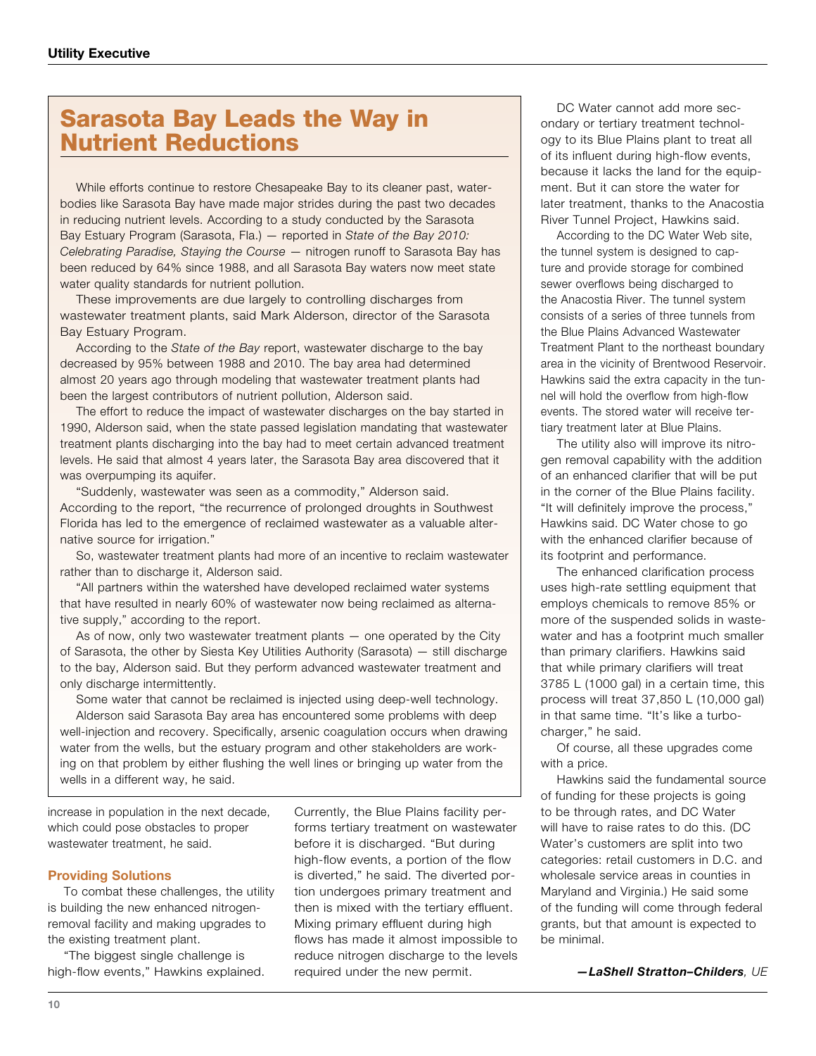## Sarasota Bay Leads the Way in Nutrient Reductions

While efforts continue to restore Chesapeake Bay to its cleaner past, waterbodies like Sarasota Bay have made major strides during the past two decades in reducing nutrient levels. According to a study conducted by the Sarasota Bay Estuary Program (Sarasota, Fla.) — reported in *State of the Bay 2010: Celebrating Paradise, Staying the Course* — nitrogen runoff to Sarasota Bay has been reduced by 64% since 1988, and all Sarasota Bay waters now meet state water quality standards for nutrient pollution.

These improvements are due largely to controlling discharges from wastewater treatment plants, said Mark Alderson, director of the Sarasota Bay Estuary Program.

According to the *State of the Bay* report, wastewater discharge to the bay decreased by 95% between 1988 and 2010. The bay area had determined almost 20 years ago through modeling that wastewater treatment plants had been the largest contributors of nutrient pollution, Alderson said.

The effort to reduce the impact of wastewater discharges on the bay started in 1990, Alderson said, when the state passed legislation mandating that wastewater treatment plants discharging into the bay had to meet certain advanced treatment levels. He said that almost 4 years later, the Sarasota Bay area discovered that it was overpumping its aquifer.

"Suddenly, wastewater was seen as a commodity," Alderson said. According to the report, "the recurrence of prolonged droughts in Southwest Florida has led to the emergence of reclaimed wastewater as a valuable alternative source for irrigation."

So, wastewater treatment plants had more of an incentive to reclaim wastewater rather than to discharge it, Alderson said.

"All partners within the watershed have developed reclaimed water systems that have resulted in nearly 60% of wastewater now being reclaimed as alternative supply," according to the report.

As of now, only two wastewater treatment plants — one operated by the City of Sarasota, the other by Siesta Key Utilities Authority (Sarasota) — still discharge to the bay, Alderson said. But they perform advanced wastewater treatment and only discharge intermittently.

Some water that cannot be reclaimed is injected using deep-well technology.

Alderson said Sarasota Bay area has encountered some problems with deep well-injection and recovery. Specifically, arsenic coagulation occurs when drawing water from the wells, but the estuary program and other stakeholders are working on that problem by either flushing the well lines or bringing up water from the wells in a different way, he said.

---

increase in population in the next decade, which could pose obstacles to proper wastewater treatment, he said.

### Providing Solutions

To combat these challenges, the utility is building the new enhanced nitrogen-removal facility and making upgrades to the existing treatment plant.

"The biggest single challenge is high-flow events," Hawkins explained. Currently, the Blue Plains facility performs tertiary treatment on wastewater before it is discharged. "But during high-flow events, a portion of the flow is diverted," he said. The diverted portion undergoes primary treatment and then is mixed with the tertiary effluent. Mixing primary effluent during high flows has made it almost impossible to reduce nitrogen discharge to the levels required under the new permit.

DC Water cannot add more secondary or tertiary treatment technology to its Blue Plains plant to treat all of its influent during high-flow events, because it lacks the land for the equipment. But it can store the water for later treatment, thanks to the Anacostia River Tunnel Project, Hawkins said.

According to the DC Water Web site, the tunnel system is designed to capture and provide storage for combined sewer overflows being discharged to the Anacostia River. The tunnel system consists of a series of three tunnels from the Blue Plains Advanced Wastewater Treatment Plant to the northeast boundary area in the vicinity of Brentwood Reservoir. Hawkins said the extra capacity in the tunnel will hold the overflow from high-flow events. The stored water will receive tertiary treatment later at Blue Plains.

The utility also will improve its nitrogen removal capability with the addition of an enhanced clarifier that will be put in the corner of the Blue Plains facility. "It will definitely improve the process," Hawkins said. DC Water chose to go with the enhanced clarifier because of its footprint and performance.

The enhanced clarification process uses high-rate settling equipment that employs chemicals to remove 85% or more of the suspended solids in wastewater and has a footprint much smaller than primary clarifiers. Hawkins said that while primary clarifiers will treat 3785 L (1000 gal) in a certain time, this process will treat 37,850 L (10,000 gal) in that same time. "It's like a turbocharger," he said.

Of course, all these upgrades come with a price.

Hawkins said the fundamental source of funding for these projects is going to be through rates, and DC Water will have to raise rates to do this. (DC Water's customers are split into two categories: retail customers in D.C. and wholesale service areas in counties in Maryland and Virginia.) He said some of the funding will come through federal grants, but that amount is expected to be minimal.

***—LaShell Stratton–Childers**, UE*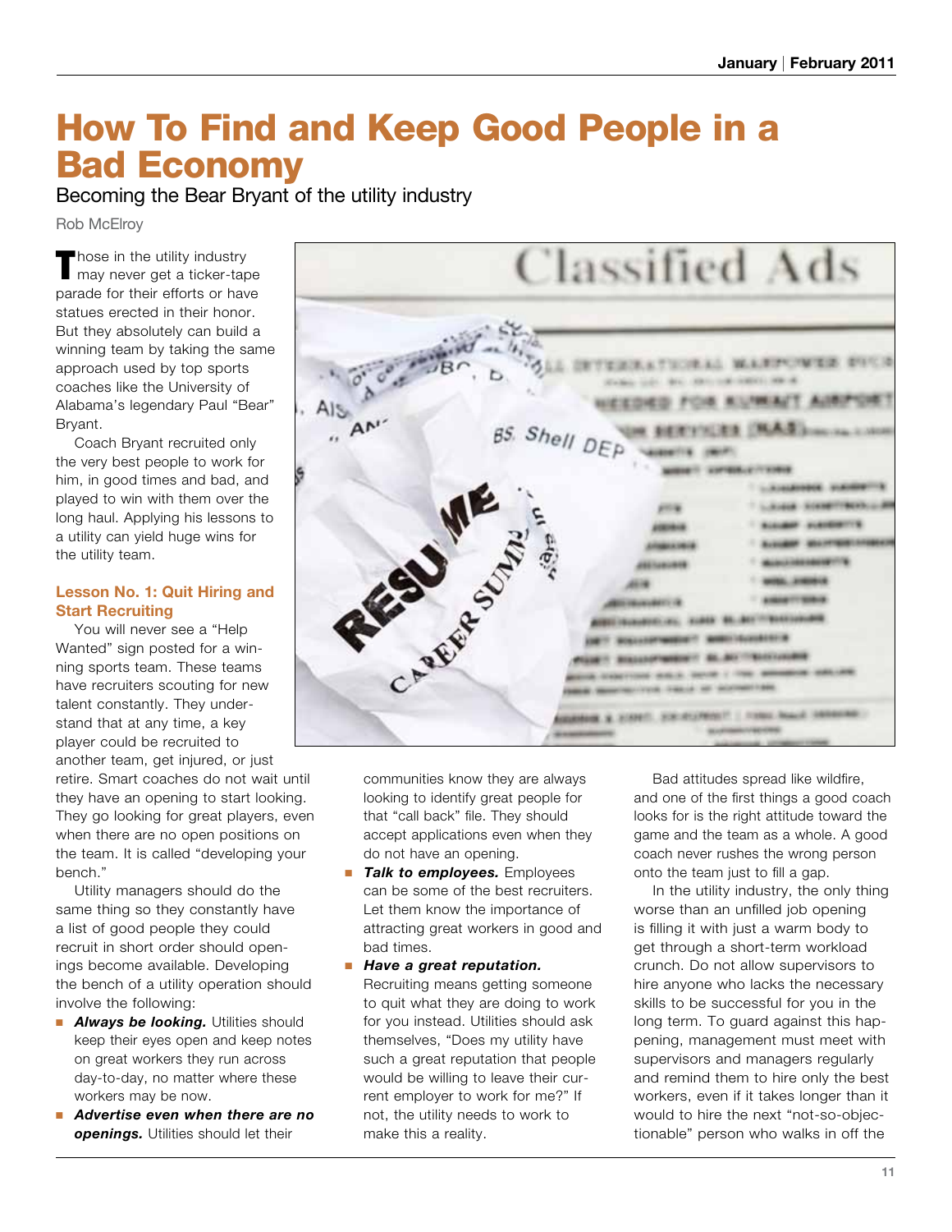# How To Find and Keep Good People in a Bad Economy

Becoming the Bear Bryant of the utility industry

Rob McElroy

Those in the utility industry may never get a ticker-tape parade for their efforts or have statues erected in their honor. But they absolutely can build a winning team by taking the same approach used by top sports coaches like the University of Alabama's legendary Paul "Bear" Bryant.

Coach Bryant recruited only the very best people to work for him, in good times and bad, and played to win with them over the long haul. Applying his lessons to a utility can yield huge wins for the utility team.

### Lesson No. 1: Quit Hiring and Start Recruiting

You will never see a "Help Wanted" sign posted for a winning sports team. These teams have recruiters scouting for new talent constantly. They understand that at any time, a key player could be recruited to another team, get injured, or just retire. Smart coaches do not wait until they have an opening to start looking. They go looking for great players, even when there are no open positions on the team. It is called "developing your bench."

Utility managers should do the same thing so they constantly have a list of good people they could recruit in short order should openings become available. Developing the bench of a utility operation should involve the following:

- ***Always be looking.*** Utilities should keep their eyes open and keep notes on great workers they run across day-to-day, no matter where these workers may be now.
- ***Advertise even when there are no openings.*** Utilities should let their communities know they are always looking to identify great people for that "call back" file. They should accept applications even when they do not have an opening.
- ***Talk to employees.*** Employees can be some of the best recruiters. Let them know the importance of attracting great workers in good and bad times.
- ***Have a great reputation.*** Recruiting means getting someone to quit what they are doing to work for you instead. Utilities should ask themselves, "Does my utility have such a great reputation that people would be willing to leave their current employer to work for me?" If not, the utility needs to work to make this a reality.

Bad attitudes spread like wildfire, and one of the first things a good coach looks for is the right attitude toward the game and the team as a whole. A good coach never rushes the wrong person onto the team just to fill a gap.

In the utility industry, the only thing worse than an unfilled job opening is filling it with just a warm body to get through a short-term workload crunch. Do not allow supervisors to hire anyone who lacks the necessary skills to be successful for you in the long term. To guard against this happening, management must meet with supervisors and managers regularly and remind them to hire only the best workers, even if it takes longer than it would to hire the next "not-so-objectionable" person who walks in off the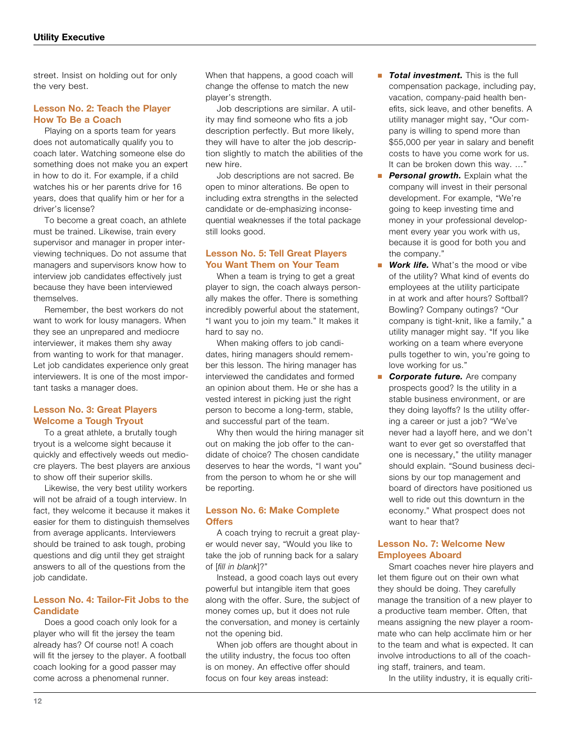street. Insist on holding out for only the very best.

## Lesson No. 2: Teach the Player How To Be a Coach

Playing on a sports team for years does not automatically qualify you to coach later. Watching someone else do something does not make you an expert in how to do it. For example, if a child watches his or her parents drive for 16 years, does that qualify him or her for a driver's license?

To become a great coach, an athlete must be trained. Likewise, train every supervisor and manager in proper interviewing techniques. Do not assume that managers and supervisors know how to interview job candidates effectively just because they have been interviewed themselves.

Remember, the best workers do not want to work for lousy managers. When they see an unprepared and mediocre interviewer, it makes them shy away from wanting to work for that manager. Let job candidates experience only great interviewers. It is one of the most important tasks a manager does.

## Lesson No. 3: Great Players Welcome a Tough Tryout

To a great athlete, a brutally tough tryout is a welcome sight because it quickly and effectively weeds out mediocre players. The best players are anxious to show off their superior skills.

Likewise, the very best utility workers will not be afraid of a tough interview. In fact, they welcome it because it makes it easier for them to distinguish themselves from average applicants. Interviewers should be trained to ask tough, probing questions and dig until they get straight answers to all of the questions from the job candidate.

## Lesson No. 4: Tailor-Fit Jobs to the Candidate

Does a good coach only look for a player who will fit the jersey the team already has? Of course not! A coach will fit the jersey to the player. A football coach looking for a good passer may come across a phenomenal runner. When that happens, a good coach will change the offense to match the new player's strength.

Job descriptions are similar. A utility may find someone who fits a job description perfectly. But more likely, they will have to alter the job description slightly to match the abilities of the new hire.

Job descriptions are not sacred. Be open to minor alterations. Be open to including extra strengths in the selected candidate or de-emphasizing inconsequential weaknesses if the total package still looks good.

## Lesson No. 5: Tell Great Players You Want Them on Your Team

When a team is trying to get a great player to sign, the coach always personally makes the offer. There is something incredibly powerful about the statement, "I want you to join my team." It makes it hard to say no.

When making offers to job candidates, hiring managers should remember this lesson. The hiring manager has interviewed the candidates and formed an opinion about them. He or she has a vested interest in picking just the right person to become a long-term, stable, and successful part of the team.

Why then would the hiring manager sit out on making the job offer to the candidate of choice? The chosen candidate deserves to hear the words, "I want you" from the person to whom he or she will be reporting.

## Lesson No. 6: Make Complete Offers

A coach trying to recruit a great player would never say, "Would you like to take the job of running back for a salary of [*fill in blank*]?"

Instead, a good coach lays out every powerful but intangible item that goes along with the offer. Sure, the subject of money comes up, but it does not rule the conversation, and money is certainly not the opening bid.

When job offers are thought about in the utility industry, the focus too often is on money. An effective offer should focus on four key areas instead:

- ***Total investment.*** This is the full compensation package, including pay, vacation, company-paid health benefits, sick leave, and other benefits. A utility manager might say, "Our company is willing to spend more than $55,000 per year in salary and benefit costs to have you come work for us. It can be broken down this way. …"
- ***Personal growth.*** Explain what the company will invest in their personal development. For example, "We're going to keep investing time and money in your professional development every year you work with us, because it is good for both you and the company."
- ***Work life.*** What's the mood or vibe of the utility? What kind of events do employees at the utility participate in at work and after hours? Softball? Bowling? Company outings? "Our company is tight-knit, like a family," a utility manager might say. "If you like working on a team where everyone pulls together to win, you're going to love working for us."
- ***Corporate future.*** Are company prospects good? Is the utility in a stable business environment, or are they doing layoffs? Is the utility offering a career or just a job? "We've never had a layoff here, and we don't want to ever get so overstaffed that one is necessary," the utility manager should explain. "Sound business decisions by our top management and board of directors have positioned us well to ride out this downturn in the economy." What prospect does not want to hear that?

## Lesson No. 7: Welcome New Employees Aboard

Smart coaches never hire players and let them figure out on their own what they should be doing. They carefully manage the transition of a new player to a productive team member. Often, that means assigning the new player a roommate who can help acclimate him or her to the team and what is expected. It can involve introductions to all of the coaching staff, trainers, and team.

In the utility industry, it is equally criti-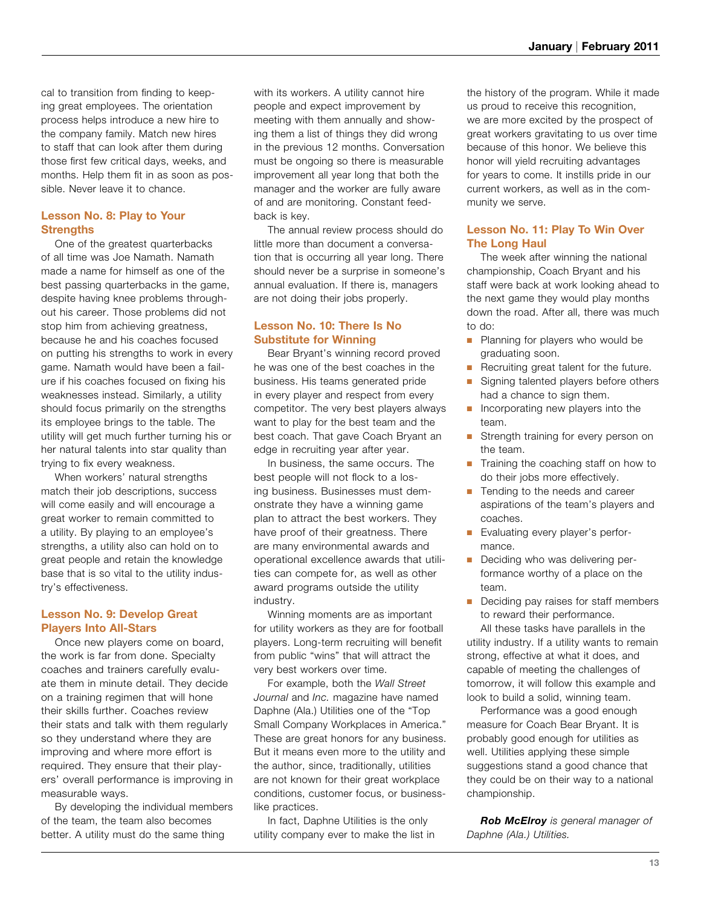cal to transition from finding to keeping great employees. The orientation process helps introduce a new hire to the company family. Match new hires to staff that can look after them during those first few critical days, weeks, and months. Help them fit in as soon as possible. Never leave it to chance.

### Lesson No. 8: Play to Your Strengths

One of the greatest quarterbacks of all time was Joe Namath. Namath made a name for himself as one of the best passing quarterbacks in the game, despite having knee problems throughout his career. Those problems did not stop him from achieving greatness, because he and his coaches focused on putting his strengths to work in every game. Namath would have been a failure if his coaches focused on fixing his weaknesses instead. Similarly, a utility should focus primarily on the strengths its employee brings to the table. The utility will get much further turning his or her natural talents into star quality than trying to fix every weakness.

When workers' natural strengths match their job descriptions, success will come easily and will encourage a great worker to remain committed to a utility. By playing to an employee's strengths, a utility also can hold on to great people and retain the knowledge base that is so vital to the utility industry's effectiveness.

### Lesson No. 9: Develop Great Players Into All-Stars

Once new players come on board, the work is far from done. Specialty coaches and trainers carefully evaluate them in minute detail. They decide on a training regimen that will hone their skills further. Coaches review their stats and talk with them regularly so they understand where they are improving and where more effort is required. They ensure that their players' overall performance is improving in measurable ways.

By developing the individual members of the team, the team also becomes better. A utility must do the same thing with its workers. A utility cannot hire people and expect improvement by meeting with them annually and showing them a list of things they did wrong in the previous 12 months. Conversation must be ongoing so there is measurable improvement all year long that both the manager and the worker are fully aware of and are monitoring. Constant feedback is key.

The annual review process should do little more than document a conversation that is occurring all year long. There should never be a surprise in someone's annual evaluation. If there is, managers are not doing their jobs properly.

### Lesson No. 10: There Is No Substitute for Winning

Bear Bryant's winning record proved he was one of the best coaches in the business. His teams generated pride in every player and respect from every competitor. The very best players always want to play for the best team and the best coach. That gave Coach Bryant an edge in recruiting year after year.

In business, the same occurs. The best people will not flock to a losing business. Businesses must demonstrate they have a winning game plan to attract the best workers. They have proof of their greatness. There are many environmental awards and operational excellence awards that utilities can compete for, as well as other award programs outside the utility industry.

Winning moments are as important for utility workers as they are for football players. Long-term recruiting will benefit from public "wins" that will attract the very best workers over time.

For example, both the *Wall Street Journal* and *Inc.* magazine have named Daphne (Ala.) Utilities one of the "Top Small Company Workplaces in America." These are great honors for any business. But it means even more to the utility and the author, since, traditionally, utilities are not known for their great workplace conditions, customer focus, or business-like practices.

In fact, Daphne Utilities is the only utility company ever to make the list in the history of the program. While it made us proud to receive this recognition, we are more excited by the prospect of great workers gravitating to us over time because of this honor. We believe this honor will yield recruiting advantages for years to come. It instills pride in our current workers, as well as in the community we serve.

### Lesson No. 11: Play To Win Over The Long Haul

The week after winning the national championship, Coach Bryant and his staff were back at work looking ahead to the next game they would play months down the road. After all, there was much to do:

- Planning for players who would be graduating soon.
- Recruiting great talent for the future.
- Signing talented players before others had a chance to sign them.
- Incorporating new players into the team.
- Strength training for every person on the team.
- Training the coaching staff on how to do their jobs more effectively.
- Tending to the needs and career aspirations of the team's players and coaches.
- Evaluating every player's performance.
- Deciding who was delivering performance worthy of a place on the team.
- Deciding pay raises for staff members to reward their performance.

All these tasks have parallels in the utility industry. If a utility wants to remain strong, effective at what it does, and capable of meeting the challenges of tomorrow, it will follow this example and look to build a solid, winning team.

Performance was a good enough measure for Coach Bear Bryant. It is probably good enough for utilities as well. Utilities applying these simple suggestions stand a good chance that they could be on their way to a national championship.

***Rob McElroy** is general manager of Daphne (Ala.) Utilities.*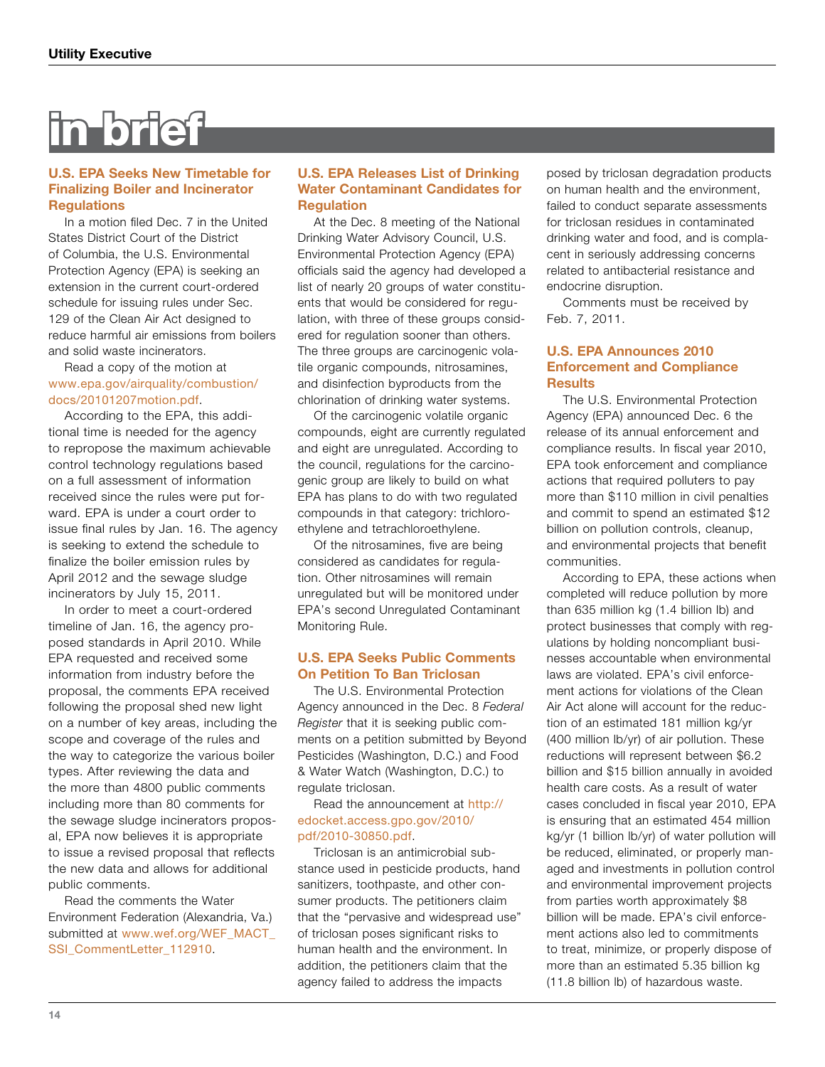# in brief

## U.S. EPA Seeks New Timetable for Finalizing Boiler and Incinerator Regulations

In a motion filed Dec. 7 in the United States District Court of the District of Columbia, the U.S. Environmental Protection Agency (EPA) is seeking an extension in the current court-ordered schedule for issuing rules under Sec. 129 of the Clean Air Act designed to reduce harmful air emissions from boilers and solid waste incinerators.

Read a copy of the motion at www.epa.gov/airquality/combustion/docs/20101207motion.pdf.

According to the EPA, this additional time is needed for the agency to repropose the maximum achievable control technology regulations based on a full assessment of information received since the rules were put forward. EPA is under a court order to issue final rules by Jan. 16. The agency is seeking to extend the schedule to finalize the boiler emission rules by April 2012 and the sewage sludge incinerators by July 15, 2011.

In order to meet a court-ordered timeline of Jan. 16, the agency proposed standards in April 2010. While EPA requested and received some information from industry before the proposal, the comments EPA received following the proposal shed new light on a number of key areas, including the scope and coverage of the rules and the way to categorize the various boiler types. After reviewing the data and the more than 4800 public comments including more than 80 comments for the sewage sludge incinerators proposal, EPA now believes it is appropriate to issue a revised proposal that reflects the new data and allows for additional public comments.

Read the comments the Water Environment Federation (Alexandria, Va.) submitted at www.wef.org/WEF_MACT_SSI_CommentLetter_112910.

## U.S. EPA Releases List of Drinking Water Contaminant Candidates for Regulation

At the Dec. 8 meeting of the National Drinking Water Advisory Council, U.S. Environmental Protection Agency (EPA) officials said the agency had developed a list of nearly 20 groups of water constituents that would be considered for regulation, with three of these groups considered for regulation sooner than others. The three groups are carcinogenic volatile organic compounds, nitrosamines, and disinfection byproducts from the chlorination of drinking water systems.

Of the carcinogenic volatile organic compounds, eight are currently regulated and eight are unregulated. According to the council, regulations for the carcinogenic group are likely to build on what EPA has plans to do with two regulated compounds in that category: trichloroethylene and tetrachloroethylene.

Of the nitrosamines, five are being considered as candidates for regulation. Other nitrosamines will remain unregulated but will be monitored under EPA's second Unregulated Contaminant Monitoring Rule.

## U.S. EPA Seeks Public Comments On Petition To Ban Triclosan

The U.S. Environmental Protection Agency announced in the Dec. 8 *Federal Register* that it is seeking public comments on a petition submitted by Beyond Pesticides (Washington, D.C.) and Food & Water Watch (Washington, D.C.) to regulate triclosan.

Read the announcement at http://edocket.access.gpo.gov/2010/pdf/2010-30850.pdf.

Triclosan is an antimicrobial substance used in pesticide products, hand sanitizers, toothpaste, and other consumer products. The petitioners claim that the "pervasive and widespread use" of triclosan poses significant risks to human health and the environment. In addition, the petitioners claim that the agency failed to address the impacts posed by triclosan degradation products on human health and the environment, failed to conduct separate assessments for triclosan residues in contaminated drinking water and food, and is complacent in seriously addressing concerns related to antibacterial resistance and endocrine disruption.

Comments must be received by Feb. 7, 2011.

## U.S. EPA Announces 2010 Enforcement and Compliance Results

The U.S. Environmental Protection Agency (EPA) announced Dec. 6 the release of its annual enforcement and compliance results. In fiscal year 2010, EPA took enforcement and compliance actions that required polluters to pay more than $110 million in civil penalties and commit to spend an estimated $12 billion on pollution controls, cleanup, and environmental projects that benefit communities.

According to EPA, these actions when completed will reduce pollution by more than 635 million kg (1.4 billion lb) and protect businesses that comply with regulations by holding noncompliant businesses accountable when environmental laws are violated. EPA's civil enforcement actions for violations of the Clean Air Act alone will account for the reduction of an estimated 181 million kg/yr (400 million lb/yr) of air pollution. These reductions will represent between $6.2 billion and $15 billion annually in avoided health care costs. As a result of water cases concluded in fiscal year 2010, EPA is ensuring that an estimated 454 million kg/yr (1 billion lb/yr) of water pollution will be reduced, eliminated, or properly managed and investments in pollution control and environmental improvement projects from parties worth approximately $8 billion will be made. EPA's civil enforcement actions also led to commitments to treat, minimize, or properly dispose of more than an estimated 5.35 billion kg (11.8 billion lb) of hazardous waste.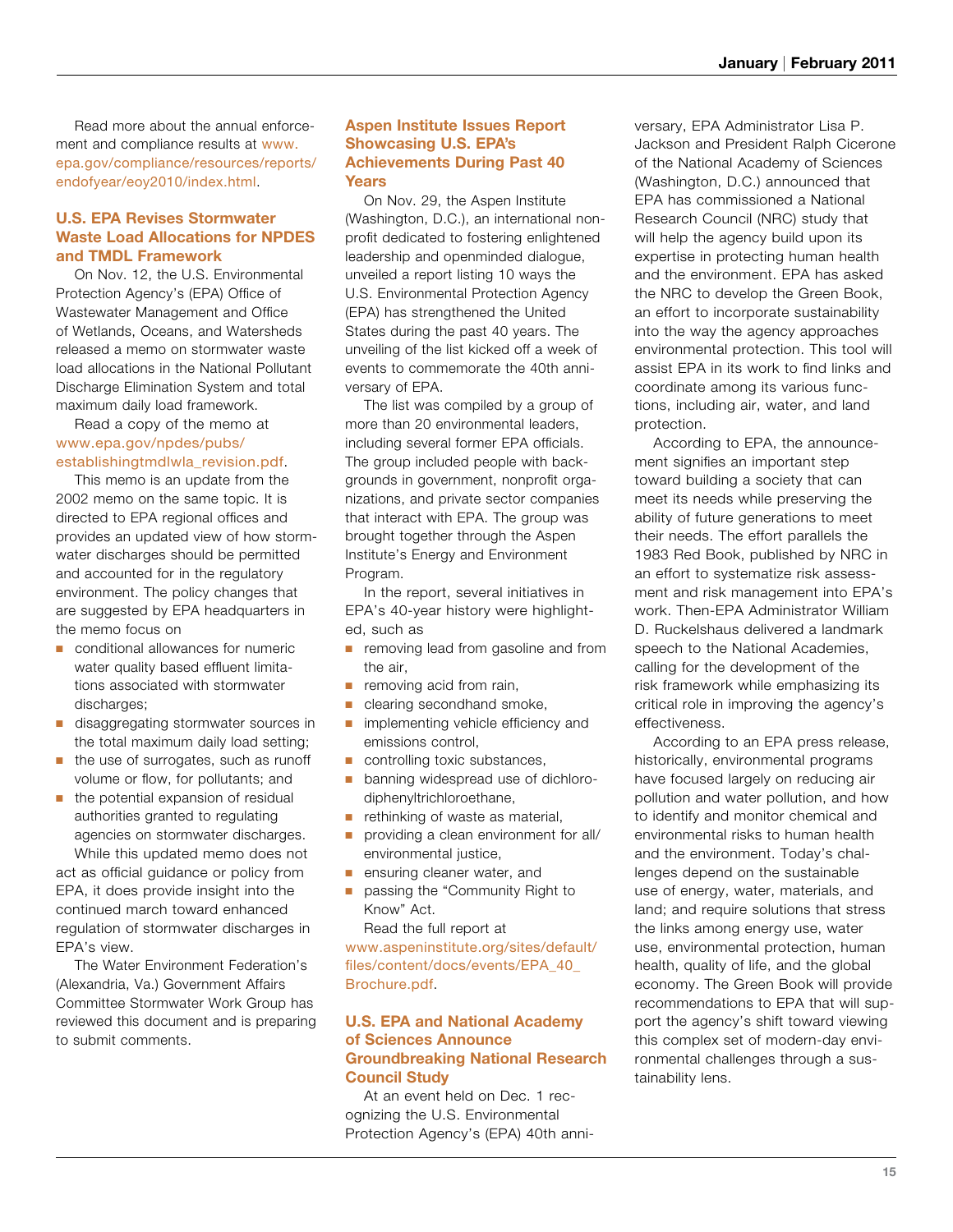Read more about the annual enforcement and compliance results at www.epa.gov/compliance/resources/reports/endofyear/eoy2010/index.html.

### U.S. EPA Revises Stormwater Waste Load Allocations for NPDES and TMDL Framework

On Nov. 12, the U.S. Environmental Protection Agency's (EPA) Office of Wastewater Management and Office of Wetlands, Oceans, and Watersheds released a memo on stormwater waste load allocations in the National Pollutant Discharge Elimination System and total maximum daily load framework.

Read a copy of the memo at www.epa.gov/npdes/pubs/establishingtmdlwla_revision.pdf.

This memo is an update from the 2002 memo on the same topic. It is directed to EPA regional offices and provides an updated view of how stormwater discharges should be permitted and accounted for in the regulatory environment. The policy changes that are suggested by EPA headquarters in the memo focus on

- conditional allowances for numeric water quality based effluent limitations associated with stormwater discharges;
- disaggregating stormwater sources in the total maximum daily load setting;
- the use of surrogates, such as runoff volume or flow, for pollutants; and
- the potential expansion of residual authorities granted to regulating agencies on stormwater discharges.

While this updated memo does not act as official guidance or policy from EPA, it does provide insight into the continued march toward enhanced regulation of stormwater discharges in EPA's view.

The Water Environment Federation's (Alexandria, Va.) Government Affairs Committee Stormwater Work Group has reviewed this document and is preparing to submit comments.

### Aspen Institute Issues Report Showcasing U.S. EPA's Achievements During Past 40 Years

On Nov. 29, the Aspen Institute (Washington, D.C.), an international nonprofit dedicated to fostering enlightened leadership and openminded dialogue, unveiled a report listing 10 ways the U.S. Environmental Protection Agency (EPA) has strengthened the United States during the past 40 years. The unveiling of the list kicked off a week of events to commemorate the 40th anniversary of EPA.

The list was compiled by a group of more than 20 environmental leaders, including several former EPA officials. The group included people with backgrounds in government, nonprofit organizations, and private sector companies that interact with EPA. The group was brought together through the Aspen Institute's Energy and Environment Program.

In the report, several initiatives in EPA's 40-year history were highlighted, such as

- removing lead from gasoline and from the air,
- removing acid from rain,
- clearing secondhand smoke,
- implementing vehicle efficiency and emissions control,
- controlling toxic substances,
- banning widespread use of dichlorodiphenyltrichloroethane,
- rethinking of waste as material,
- providing a clean environment for all/environmental justice,
- ensuring cleaner water, and
- passing the "Community Right to Know" Act.

Read the full report at www.aspeninstitute.org/sites/default/files/content/docs/events/EPA_40_Brochure.pdf.

### U.S. EPA and National Academy of Sciences Announce Groundbreaking National Research Council Study

At an event held on Dec. 1 recognizing the U.S. Environmental Protection Agency's (EPA) 40th anniversary, EPA Administrator Lisa P. Jackson and President Ralph Cicerone of the National Academy of Sciences (Washington, D.C.) announced that EPA has commissioned a National Research Council (NRC) study that will help the agency build upon its expertise in protecting human health and the environment. EPA has asked the NRC to develop the Green Book, an effort to incorporate sustainability into the way the agency approaches environmental protection. This tool will assist EPA in its work to find links and coordinate among its various functions, including air, water, and land protection.

According to EPA, the announcement signifies an important step toward building a society that can meet its needs while preserving the ability of future generations to meet their needs. The effort parallels the 1983 Red Book, published by NRC in an effort to systematize risk assessment and risk management into EPA's work. Then-EPA Administrator William D. Ruckelshaus delivered a landmark speech to the National Academies, calling for the development of the risk framework while emphasizing its critical role in improving the agency's effectiveness.

According to an EPA press release, historically, environmental programs have focused largely on reducing air pollution and water pollution, and how to identify and monitor chemical and environmental risks to human health and the environment. Today's challenges depend on the sustainable use of energy, water, materials, and land; and require solutions that stress the links among energy use, water use, environmental protection, human health, quality of life, and the global economy. The Green Book will provide recommendations to EPA that will support the agency's shift toward viewing this complex set of modern-day environmental challenges through a sustainability lens.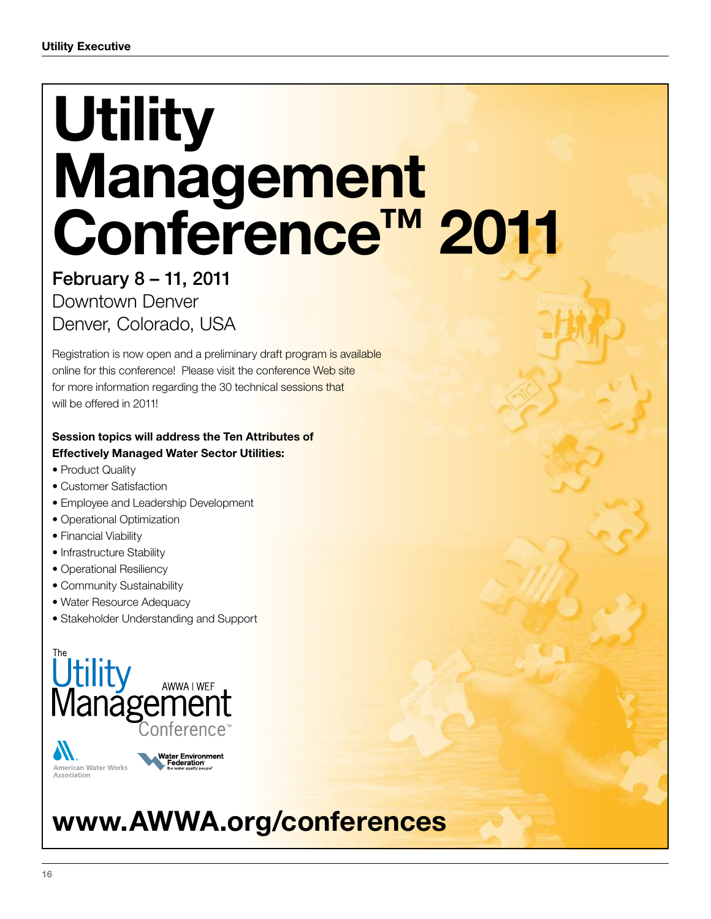# Utility Management Conference™ 2011

**February 8 – 11, 2011**
Downtown Denver
Denver, Colorado, USA

Registration is now open and a preliminary draft program is available online for this conference! Please visit the conference Web site for more information regarding the 30 technical sessions that will be offered in 2011!

**Session topics will address the Ten Attributes of Effectively Managed Water Sector Utilities:**

- Product Quality
- Customer Satisfaction
- Employee and Leadership Development
- Operational Optimization
- Financial Viability
- Infrastructure Stability
- Operational Resiliency
- Community Sustainability
- Water Resource Adequacy
- Stakeholder Understanding and Support

The Utility Management Conference™ AWWA | WEF

American Water Works Association

Water Environment Federation the water quality people

## www.AWWA.org/conferences